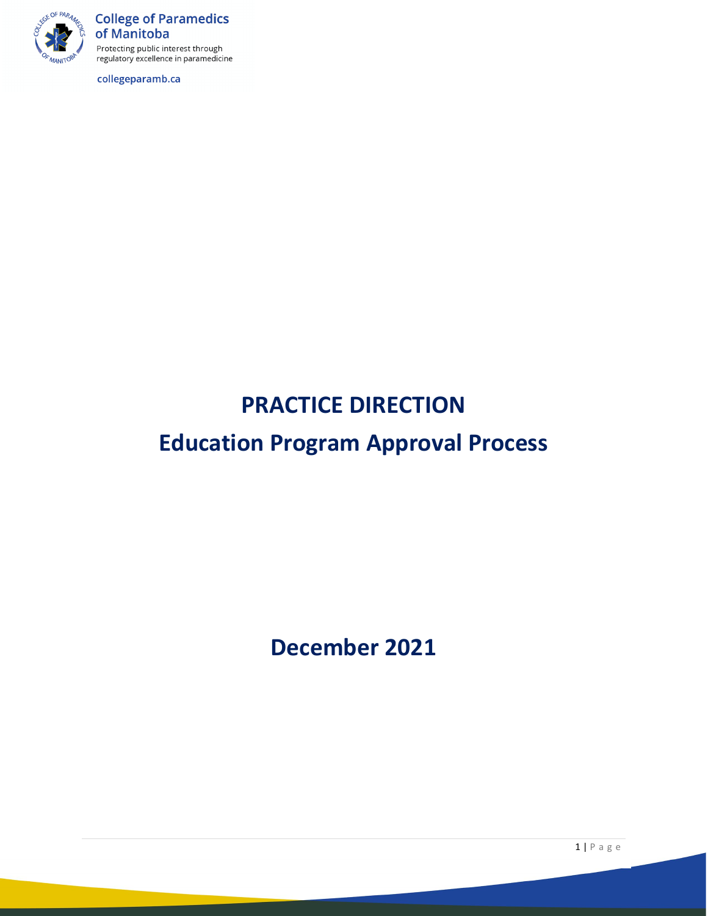College of Paramedics of Manitoba

Protecting public interest through regulatory excellence in paramedicine

collegeparamb.ca

# PRACTICE DIRECTION

# Education Program Approval Process

## December 2021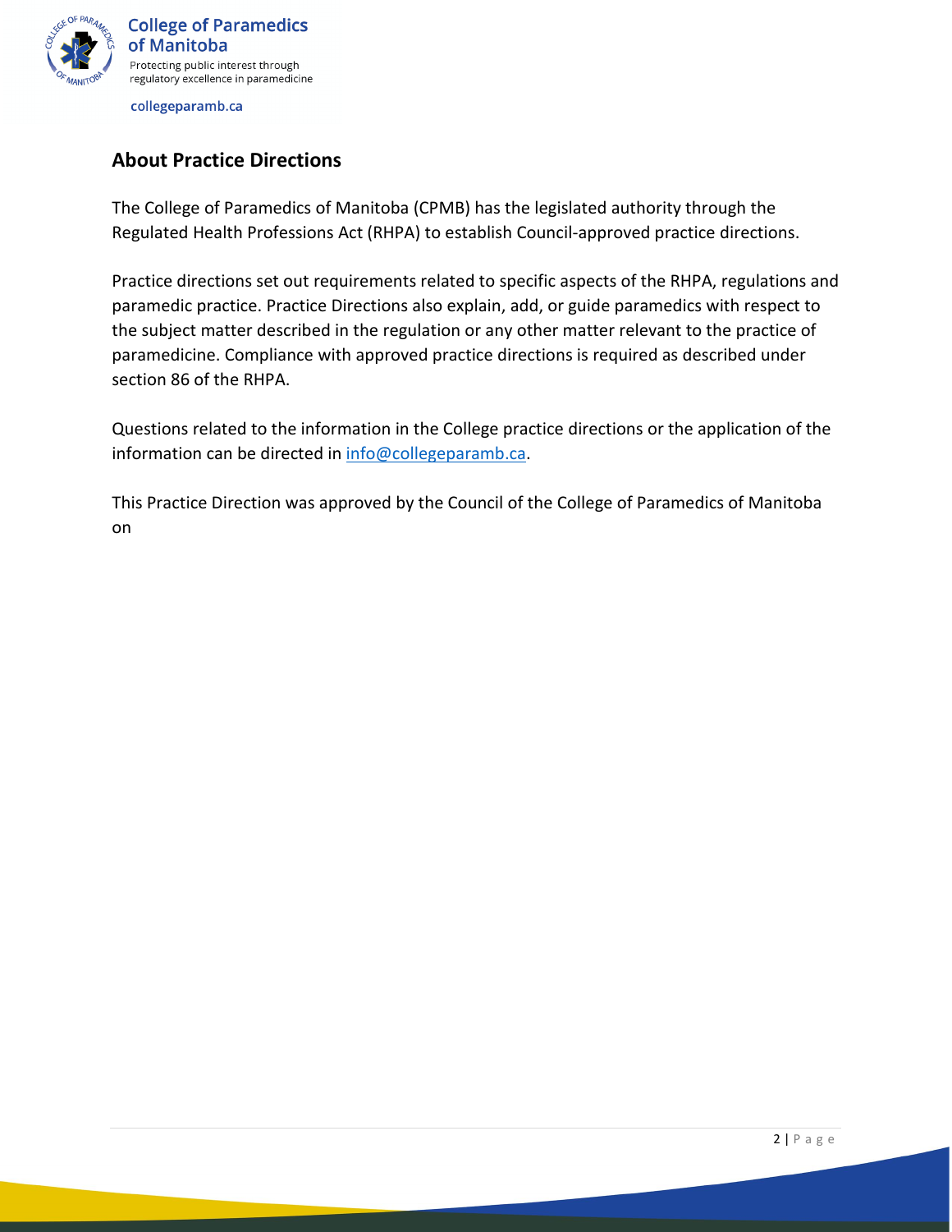## About Practice Directions

The College of Paramedics of Manitoba (CPMB) has the legislated authority through the Regulated Health Professions Act (RHPA) to establish Council-approved practice directions.

Practice directions set out requirements related to specific aspects of the RHPA, regulations and paramedic practice. Practice Directions also explain, add, or guide paramedics with respect to the subject matter described in the regulation or any other matter relevant to the practice of paramedicine. Compliance with approved practice directions is required as described under section 86 of the RHPA.

Questions related to the information in the College practice directions or the application of the information can be directed in [info@collegeparamb.ca](mailto:info@collegeparamb.ca).

This Practice Direction was approved by the Council of the College of Paramedics of Manitoba on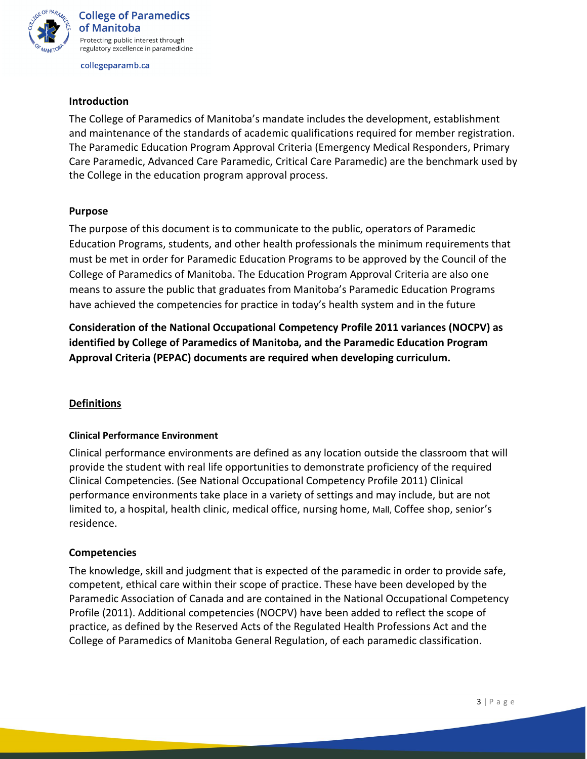### Introduction

The College of Paramedics of Manitoba's mandate includes the development, establishment and maintenance of the standards of academic qualifications required for member registration. The Paramedic Education Program Approval Criteria (Emergency Medical Responders, Primary Care Paramedic, Advanced Care Paramedic, Critical Care Paramedic) are the benchmark used by the College in the education program approval process.

### Purpose

The purpose of this document is to communicate to the public, operators of Paramedic Education Programs, students, and other health professionals the minimum requirements that must be met in order for Paramedic Education Programs to be approved by the Council of the College of Paramedics of Manitoba. The Education Program Approval Criteria are also one means to assure the public that graduates from Manitoba's Paramedic Education Programs have achieved the competencies for practice in today's health system and in the future

**Consideration of the National Occupational Competency Profile 2011 variances (NOCPV) as identified by College of Paramedics of Manitoba, and the Paramedic Education Program Approval Criteria (PEPAC) documents are required when developing curriculum.**

## Definitions

#### Clinical Performance Environment

Clinical performance environments are defined as any location outside the classroom that will provide the student with real life opportunities to demonstrate proficiency of the required Clinical Competencies. (See National Occupational Competency Profile 2011) Clinical performance environments take place in a variety of settings and may include, but are not limited to, a hospital, health clinic, medical office, nursing home, Mall, Coffee shop, senior's residence.

#### Competencies

The knowledge, skill and judgment that is expected of the paramedic in order to provide safe, competent, ethical care within their scope of practice. These have been developed by the Paramedic Association of Canada and are contained in the National Occupational Competency Profile (2011). Additional competencies (NOCPV) have been added to reflect the scope of practice, as defined by the Reserved Acts of the Regulated Health Professions Act and the College of Paramedics of Manitoba General Regulation, of each paramedic classification.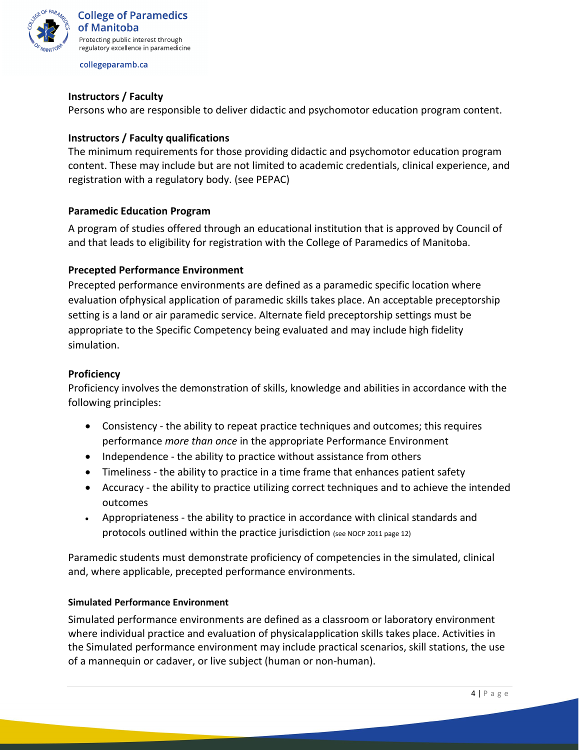### Instructors / Faculty

Persons who are responsible to deliver didactic and psychomotor education program content.

### Instructors / Faculty qualifications

The minimum requirements for those providing didactic and psychomotor education program content. These may include but are not limited to academic credentials, clinical experience, and registration with a regulatory body. (see PEPAC)

### Paramedic Education Program

A program of studies offered through an educational institution that is approved by Council of and that leads to eligibility for registration with the College of Paramedics of Manitoba.

### Precepted Performance Environment

Precepted performance environments are defined as a paramedic specific location where evaluation ofphysical application of paramedic skills takes place. An acceptable preceptorship setting is a land or air paramedic service. Alternate field preceptorship settings must be appropriate to the Specific Competency being evaluated and may include high fidelity simulation.

### Proficiency

Proficiency involves the demonstration of skills, knowledge and abilities in accordance with the following principles:

- Consistency - the ability to repeat practice techniques and outcomes; this requires performance *more than once* in the appropriate Performance Environment
- Independence - the ability to practice without assistance from others
- Timeliness - the ability to practice in a time frame that enhances patient safety
- Accuracy - the ability to practice utilizing correct techniques and to achieve the intended outcomes
- Appropriateness - the ability to practice in accordance with clinical standards and protocols outlined within the practice jurisdiction (see NOCP 2011 page 12)

Paramedic students must demonstrate proficiency of competencies in the simulated, clinical and, where applicable, precepted performance environments.

### Simulated Performance Environment

Simulated performance environments are defined as a classroom or laboratory environment where individual practice and evaluation of physicalapplication skills takes place. Activities in the Simulated performance environment may include practical scenarios, skill stations, the use of a mannequin or cadaver, or live subject (human or non-human).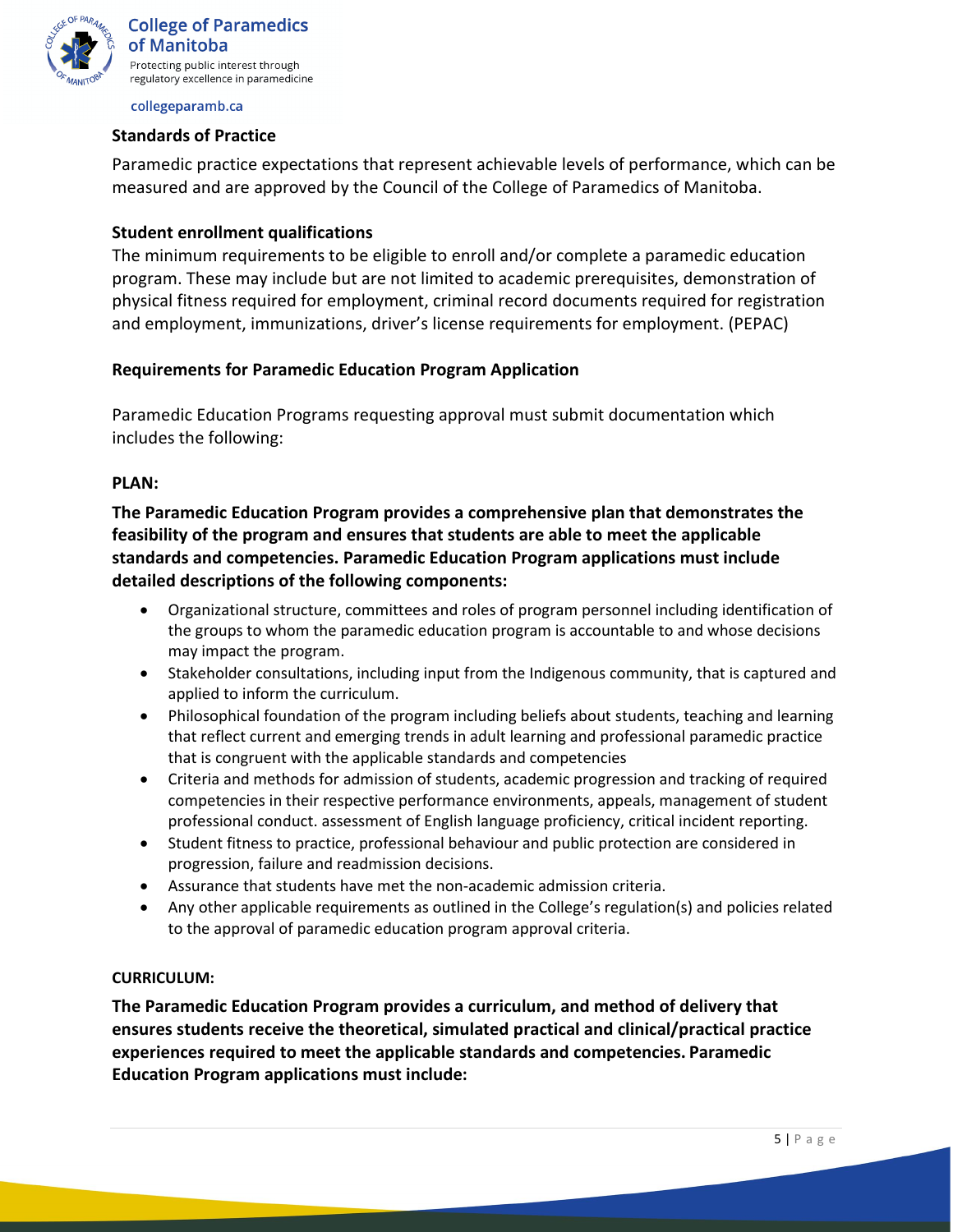**Standards of Practice**

Paramedic practice expectations that represent achievable levels of performance, which can be measured and are approved by the Council of the College of Paramedics of Manitoba.

**Student enrollment qualifications**

The minimum requirements to be eligible to enroll and/or complete a paramedic education program. These may include but are not limited to academic prerequisites, demonstration of physical fitness required for employment, criminal record documents required for registration and employment, immunizations, driver's license requirements for employment. (PEPAC)

## Requirements for Paramedic Education Program Application

Paramedic Education Programs requesting approval must submit documentation which includes the following:

**PLAN:**

**The Paramedic Education Program provides a comprehensive plan that demonstrates the feasibility of the program and ensures that students are able to meet the applicable standards and competencies. Paramedic Education Program applications must include detailed descriptions of the following components:**

- Organizational structure, committees and roles of program personnel including identification of the groups to whom the paramedic education program is accountable to and whose decisions may impact the program.
- Stakeholder consultations, including input from the Indigenous community, that is captured and applied to inform the curriculum.
- Philosophical foundation of the program including beliefs about students, teaching and learning that reflect current and emerging trends in adult learning and professional paramedic practice that is congruent with the applicable standards and competencies
- Criteria and methods for admission of students, academic progression and tracking of required competencies in their respective performance environments, appeals, management of student professional conduct. assessment of English language proficiency, critical incident reporting.
- Student fitness to practice, professional behaviour and public protection are considered in progression, failure and readmission decisions.
- Assurance that students have met the non-academic admission criteria.
- Any other applicable requirements as outlined in the College's regulation(s) and policies related to the approval of paramedic education program approval criteria.

**CURRICULUM:**

**The Paramedic Education Program provides a curriculum, and method of delivery that ensures students receive the theoretical, simulated practical and clinical/practical practice experiences required to meet the applicable standards and competencies. Paramedic Education Program applications must include:**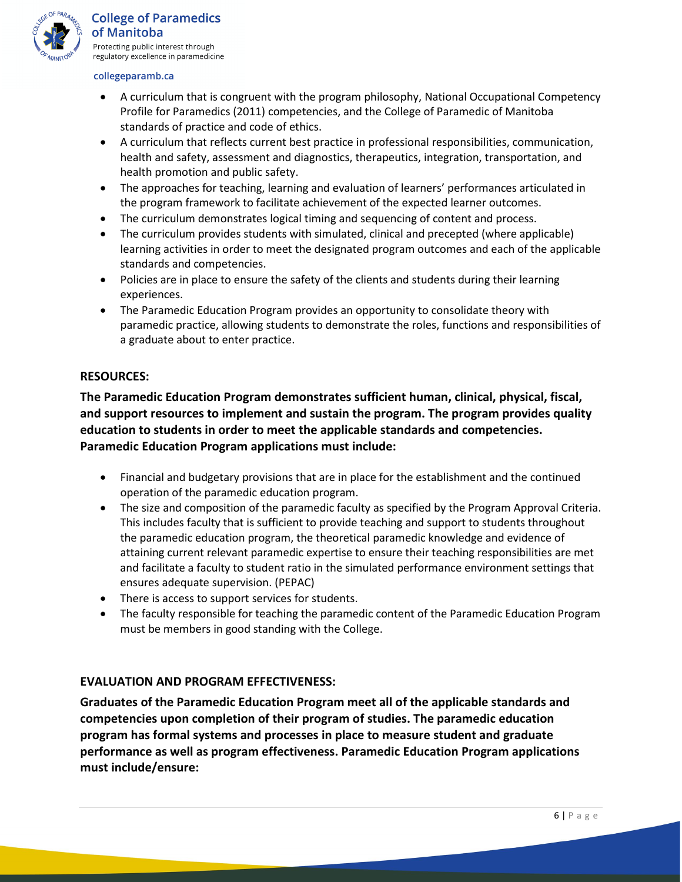- A curriculum that is congruent with the program philosophy, National Occupational Competency Profile for Paramedics (2011) competencies, and the College of Paramedic of Manitoba standards of practice and code of ethics.
- A curriculum that reflects current best practice in professional responsibilities, communication, health and safety, assessment and diagnostics, therapeutics, integration, transportation, and health promotion and public safety.
- The approaches for teaching, learning and evaluation of learners' performances articulated in the program framework to facilitate achievement of the expected learner outcomes.
- The curriculum demonstrates logical timing and sequencing of content and process.
- The curriculum provides students with simulated, clinical and precepted (where applicable) learning activities in order to meet the designated program outcomes and each of the applicable standards and competencies.
- Policies are in place to ensure the safety of the clients and students during their learning experiences.
- The Paramedic Education Program provides an opportunity to consolidate theory with paramedic practice, allowing students to demonstrate the roles, functions and responsibilities of a graduate about to enter practice.

**RESOURCES:**

**The Paramedic Education Program demonstrates sufficient human, clinical, physical, fiscal, and support resources to implement and sustain the program. The program provides quality education to students in order to meet the applicable standards and competencies. Paramedic Education Program applications must include:**

- Financial and budgetary provisions that are in place for the establishment and the continued operation of the paramedic education program.
- The size and composition of the paramedic faculty as specified by the Program Approval Criteria. This includes faculty that is sufficient to provide teaching and support to students throughout the paramedic education program, the theoretical paramedic knowledge and evidence of attaining current relevant paramedic expertise to ensure their teaching responsibilities are met and facilitate a faculty to student ratio in the simulated performance environment settings that ensures adequate supervision. (PEPAC)
- There is access to support services for students.
- The faculty responsible for teaching the paramedic content of the Paramedic Education Program must be members in good standing with the College.

**EVALUATION AND PROGRAM EFFECTIVENESS:**

**Graduates of the Paramedic Education Program meet all of the applicable standards and competencies upon completion of their program of studies. The paramedic education program has formal systems and processes in place to measure student and graduate performance as well as program effectiveness. Paramedic Education Program applications must include/ensure:**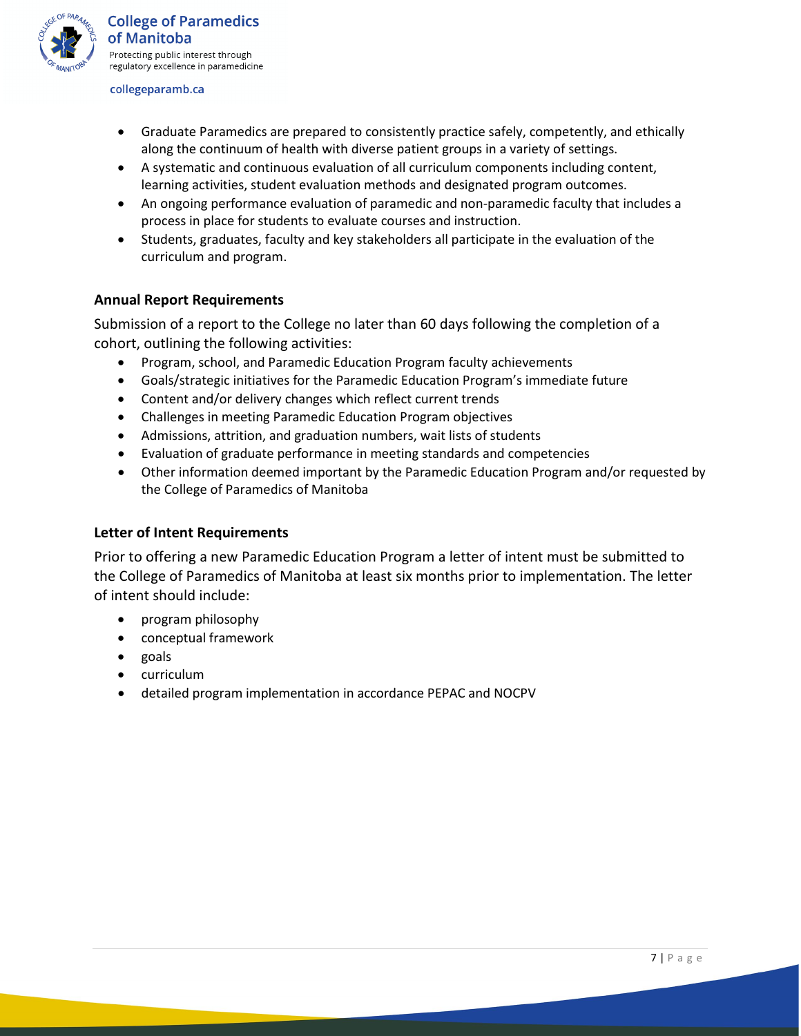- Graduate Paramedics are prepared to consistently practice safely, competently, and ethically along the continuum of health with diverse patient groups in a variety of settings.
- A systematic and continuous evaluation of all curriculum components including content, learning activities, student evaluation methods and designated program outcomes.
- An ongoing performance evaluation of paramedic and non-paramedic faculty that includes a process in place for students to evaluate courses and instruction.
- Students, graduates, faculty and key stakeholders all participate in the evaluation of the curriculum and program.

### Annual Report Requirements

Submission of a report to the College no later than 60 days following the completion of a cohort, outlining the following activities:

- Program, school, and Paramedic Education Program faculty achievements
- Goals/strategic initiatives for the Paramedic Education Program's immediate future
- Content and/or delivery changes which reflect current trends
- Challenges in meeting Paramedic Education Program objectives
- Admissions, attrition, and graduation numbers, wait lists of students
- Evaluation of graduate performance in meeting standards and competencies
- Other information deemed important by the Paramedic Education Program and/or requested by the College of Paramedics of Manitoba

### Letter of Intent Requirements

Prior to offering a new Paramedic Education Program a letter of intent must be submitted to the College of Paramedics of Manitoba at least six months prior to implementation. The letter of intent should include:

- program philosophy
- conceptual framework
- goals
- curriculum
- detailed program implementation in accordance PEPAC and NOCPV